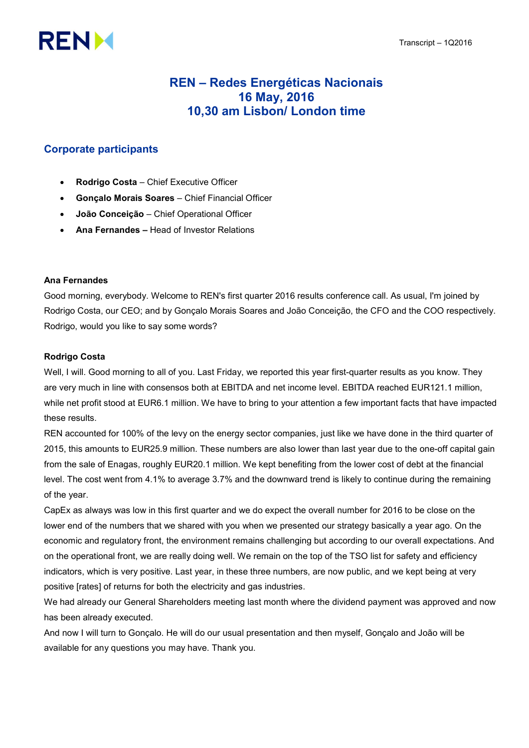# REN – Redes Energéticas Nacionais
# 16 May, 2016
# 10,30 am Lisbon/ London time

## Corporate participants

- **Rodrigo Costa** – Chief Executive Officer
- **Gonçalo Morais Soares** – Chief Financial Officer
- **João Conceição** – Chief Operational Officer
- **Ana Fernandes –** Head of Investor Relations

**Ana Fernandes**

Good morning, everybody. Welcome to REN's first quarter 2016 results conference call. As usual, I'm joined by Rodrigo Costa, our CEO; and by Gonçalo Morais Soares and João Conceição, the CFO and the COO respectively. Rodrigo, would you like to say some words?

**Rodrigo Costa**

Well, I will. Good morning to all of you. Last Friday, we reported this year first-quarter results as you know. They are very much in line with consensos both at EBITDA and net income level. EBITDA reached EUR121.1 million, while net profit stood at EUR6.1 million. We have to bring to your attention a few important facts that have impacted these results.

REN accounted for 100% of the levy on the energy sector companies, just like we have done in the third quarter of 2015, this amounts to EUR25.9 million. These numbers are also lower than last year due to the one-off capital gain from the sale of Enagas, roughly EUR20.1 million. We kept benefiting from the lower cost of debt at the financial level. The cost went from 4.1% to average 3.7% and the downward trend is likely to continue during the remaining of the year.

CapEx as always was low in this first quarter and we do expect the overall number for 2016 to be close on the lower end of the numbers that we shared with you when we presented our strategy basically a year ago. On the economic and regulatory front, the environment remains challenging but according to our overall expectations. And on the operational front, we are really doing well. We remain on the top of the TSO list for safety and efficiency indicators, which is very positive. Last year, in these three numbers, are now public, and we kept being at very positive [rates] of returns for both the electricity and gas industries.

We had already our General Shareholders meeting last month where the dividend payment was approved and now has been already executed.

And now I will turn to Gonçalo. He will do our usual presentation and then myself, Gonçalo and João will be available for any questions you may have. Thank you.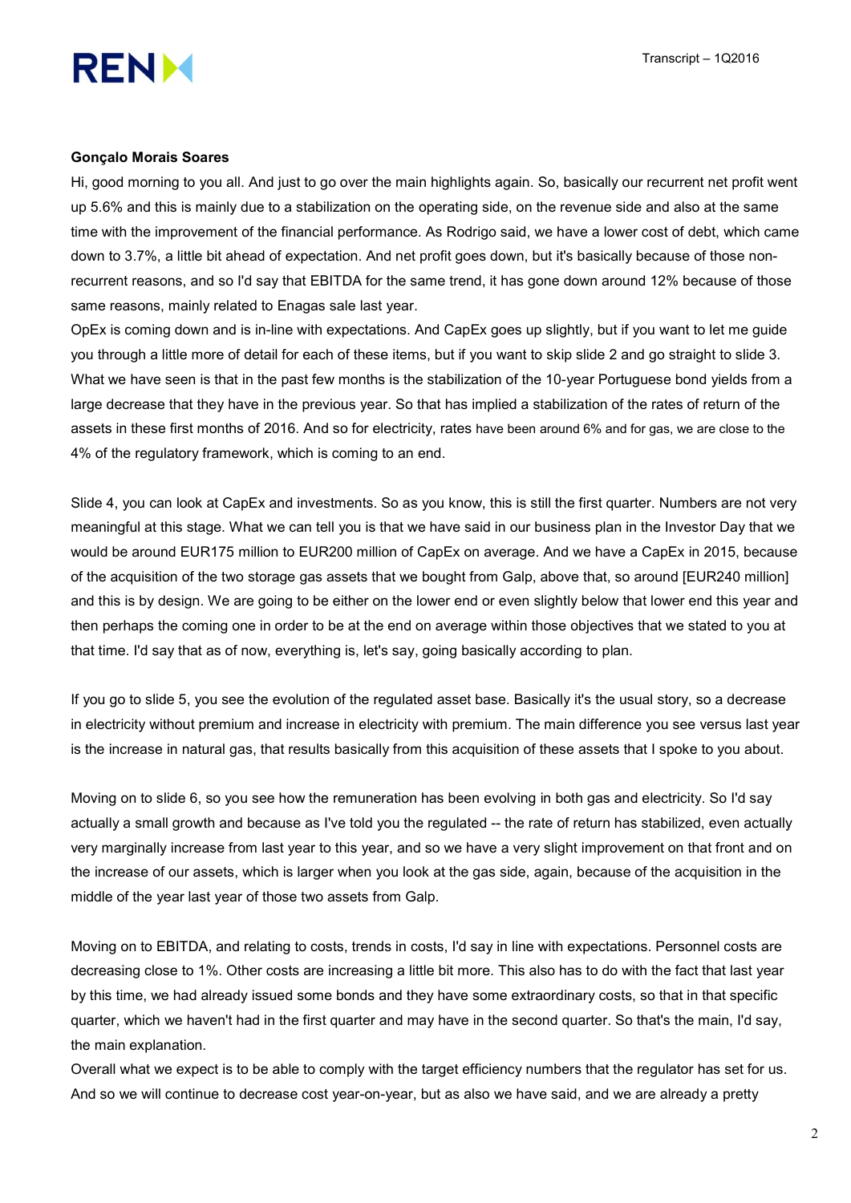**Gonçalo Morais Soares**

Hi, good morning to you all. And just to go over the main highlights again. So, basically our recurrent net profit went up 5.6% and this is mainly due to a stabilization on the operating side, on the revenue side and also at the same time with the improvement of the financial performance. As Rodrigo said, we have a lower cost of debt, which came down to 3.7%, a little bit ahead of expectation. And net profit goes down, but it's basically because of those non-recurrent reasons, and so I'd say that EBITDA for the same trend, it has gone down around 12% because of those same reasons, mainly related to Enagas sale last year.

OpEx is coming down and is in-line with expectations. And CapEx goes up slightly, but if you want to let me guide you through a little more of detail for each of these items, but if you want to skip slide 2 and go straight to slide 3. What we have seen is that in the past few months is the stabilization of the 10-year Portuguese bond yields from a large decrease that they have in the previous year. So that has implied a stabilization of the rates of return of the assets in these first months of 2016. And so for electricity, rates have been around 6% and for gas, we are close to the 4% of the regulatory framework, which is coming to an end.

Slide 4, you can look at CapEx and investments. So as you know, this is still the first quarter. Numbers are not very meaningful at this stage. What we can tell you is that we have said in our business plan in the Investor Day that we would be around EUR175 million to EUR200 million of CapEx on average. And we have a CapEx in 2015, because of the acquisition of the two storage gas assets that we bought from Galp, above that, so around [EUR240 million] and this is by design. We are going to be either on the lower end or even slightly below that lower end this year and then perhaps the coming one in order to be at the end on average within those objectives that we stated to you at that time. I'd say that as of now, everything is, let's say, going basically according to plan.

If you go to slide 5, you see the evolution of the regulated asset base. Basically it's the usual story, so a decrease in electricity without premium and increase in electricity with premium. The main difference you see versus last year is the increase in natural gas, that results basically from this acquisition of these assets that I spoke to you about.

Moving on to slide 6, so you see how the remuneration has been evolving in both gas and electricity. So I'd say actually a small growth and because as I've told you the regulated -- the rate of return has stabilized, even actually very marginally increase from last year to this year, and so we have a very slight improvement on that front and on the increase of our assets, which is larger when you look at the gas side, again, because of the acquisition in the middle of the year last year of those two assets from Galp.

Moving on to EBITDA, and relating to costs, trends in costs, I'd say in line with expectations. Personnel costs are decreasing close to 1%. Other costs are increasing a little bit more. This also has to do with the fact that last year by this time, we had already issued some bonds and they have some extraordinary costs, so that in that specific quarter, which we haven't had in the first quarter and may have in the second quarter. So that's the main, I'd say, the main explanation.

Overall what we expect is to be able to comply with the target efficiency numbers that the regulator has set for us. And so we will continue to decrease cost year-on-year, but as also we have said, and we are already a pretty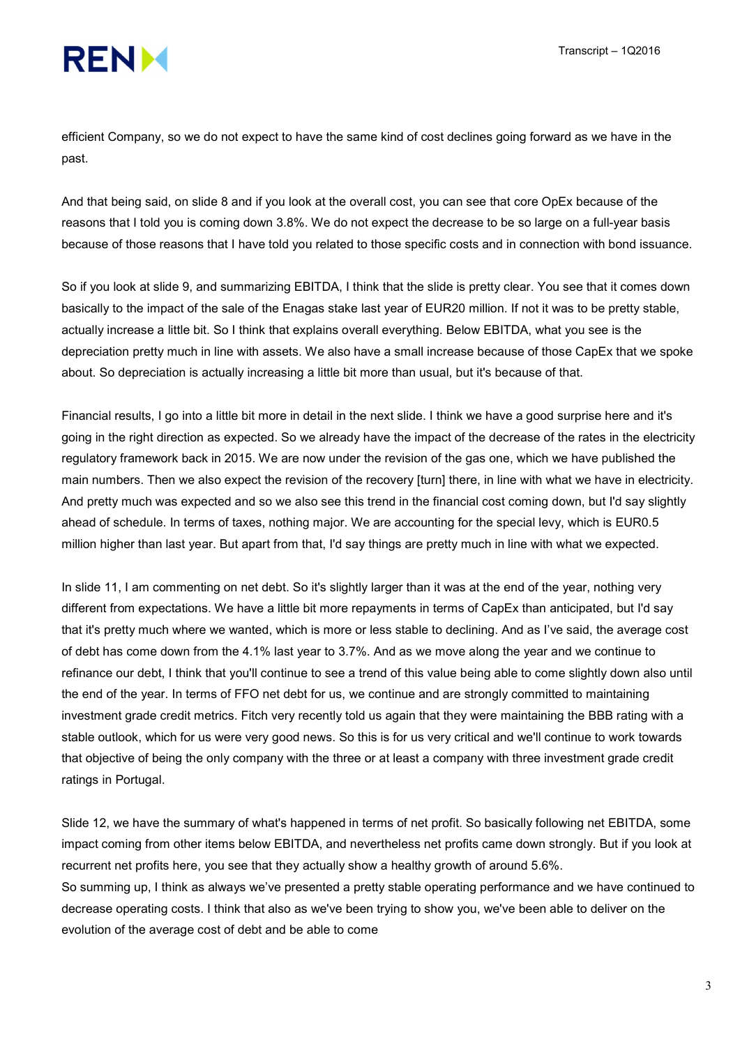efficient Company, so we do not expect to have the same kind of cost declines going forward as we have in the past.

And that being said, on slide 8 and if you look at the overall cost, you can see that core OpEx because of the reasons that I told you is coming down 3.8%. We do not expect the decrease to be so large on a full-year basis because of those reasons that I have told you related to those specific costs and in connection with bond issuance.

So if you look at slide 9, and summarizing EBITDA, I think that the slide is pretty clear. You see that it comes down basically to the impact of the sale of the Enagas stake last year of EUR20 million. If not it was to be pretty stable, actually increase a little bit. So I think that explains overall everything. Below EBITDA, what you see is the depreciation pretty much in line with assets. We also have a small increase because of those CapEx that we spoke about. So depreciation is actually increasing a little bit more than usual, but it's because of that.

Financial results, I go into a little bit more in detail in the next slide. I think we have a good surprise here and it's going in the right direction as expected. So we already have the impact of the decrease of the rates in the electricity regulatory framework back in 2015. We are now under the revision of the gas one, which we have published the main numbers. Then we also expect the revision of the recovery [turn] there, in line with what we have in electricity. And pretty much was expected and so we also see this trend in the financial cost coming down, but I'd say slightly ahead of schedule. In terms of taxes, nothing major. We are accounting for the special levy, which is EUR0.5 million higher than last year. But apart from that, I'd say things are pretty much in line with what we expected.

In slide 11, I am commenting on net debt. So it's slightly larger than it was at the end of the year, nothing very different from expectations. We have a little bit more repayments in terms of CapEx than anticipated, but I'd say that it's pretty much where we wanted, which is more or less stable to declining. And as I've said, the average cost of debt has come down from the 4.1% last year to 3.7%. And as we move along the year and we continue to refinance our debt, I think that you'll continue to see a trend of this value being able to come slightly down also until the end of the year. In terms of FFO net debt for us, we continue and are strongly committed to maintaining investment grade credit metrics. Fitch very recently told us again that they were maintaining the BBB rating with a stable outlook, which for us were very good news. So this is for us very critical and we'll continue to work towards that objective of being the only company with the three or at least a company with three investment grade credit ratings in Portugal.

Slide 12, we have the summary of what's happened in terms of net profit. So basically following net EBITDA, some impact coming from other items below EBITDA, and nevertheless net profits came down strongly. But if you look at recurrent net profits here, you see that they actually show a healthy growth of around 5.6%.
So summing up, I think as always we've presented a pretty stable operating performance and we have continued to decrease operating costs. I think that also as we've been trying to show you, we've been able to deliver on the evolution of the average cost of debt and be able to come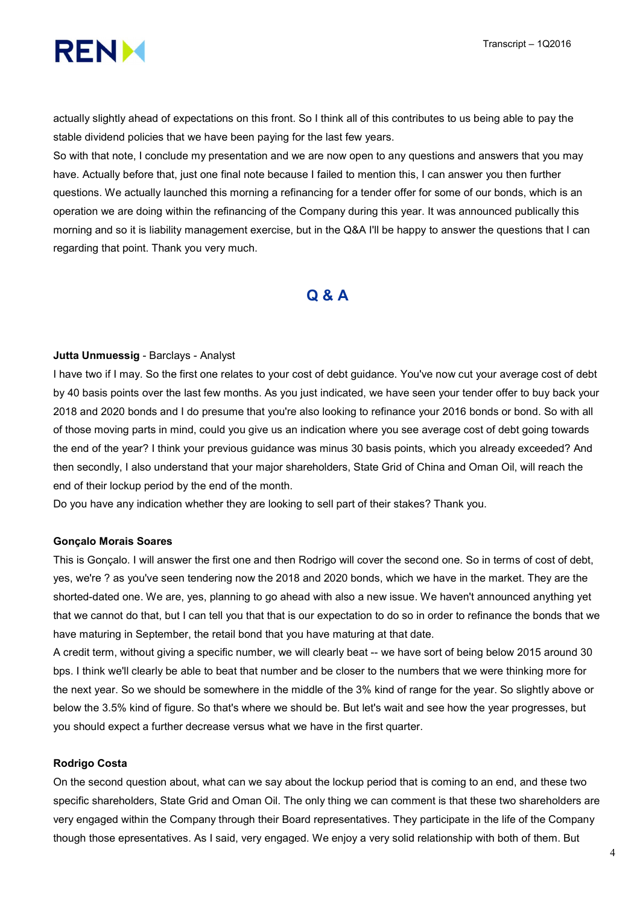actually slightly ahead of expectations on this front. So I think all of this contributes to us being able to pay the stable dividend policies that we have been paying for the last few years.

So with that note, I conclude my presentation and we are now open to any questions and answers that you may have. Actually before that, just one final note because I failed to mention this, I can answer you then further questions. We actually launched this morning a refinancing for a tender offer for some of our bonds, which is an operation we are doing within the refinancing of the Company during this year. It was announced publically this morning and so it is liability management exercise, but in the Q&A I'll be happy to answer the questions that I can regarding that point. Thank you very much.

## Q & A

**Jutta Unmuessig** - Barclays - Analyst

I have two if I may. So the first one relates to your cost of debt guidance. You've now cut your average cost of debt by 40 basis points over the last few months. As you just indicated, we have seen your tender offer to buy back your 2018 and 2020 bonds and I do presume that you're also looking to refinance your 2016 bonds or bond. So with all of those moving parts in mind, could you give us an indication where you see average cost of debt going towards the end of the year? I think your previous guidance was minus 30 basis points, which you already exceeded? And then secondly, I also understand that your major shareholders, State Grid of China and Oman Oil, will reach the end of their lockup period by the end of the month.

Do you have any indication whether they are looking to sell part of their stakes? Thank you.

**Gonçalo Morais Soares**

This is Gonçalo. I will answer the first one and then Rodrigo will cover the second one. So in terms of cost of debt, yes, we're ? as you've seen tendering now the 2018 and 2020 bonds, which we have in the market. They are the shorted-dated one. We are, yes, planning to go ahead with also a new issue. We haven't announced anything yet that we cannot do that, but I can tell you that that is our expectation to do so in order to refinance the bonds that we have maturing in September, the retail bond that you have maturing at that date.

A credit term, without giving a specific number, we will clearly beat -- we have sort of being below 2015 around 30 bps. I think we'll clearly be able to beat that number and be closer to the numbers that we were thinking more for the next year. So we should be somewhere in the middle of the 3% kind of range for the year. So slightly above or below the 3.5% kind of figure. So that's where we should be. But let's wait and see how the year progresses, but you should expect a further decrease versus what we have in the first quarter.

**Rodrigo Costa**

On the second question about, what can we say about the lockup period that is coming to an end, and these two specific shareholders, State Grid and Oman Oil. The only thing we can comment is that these two shareholders are very engaged within the Company through their Board representatives. They participate in the life of the Company though those epresentatives. As I said, very engaged. We enjoy a very solid relationship with both of them. But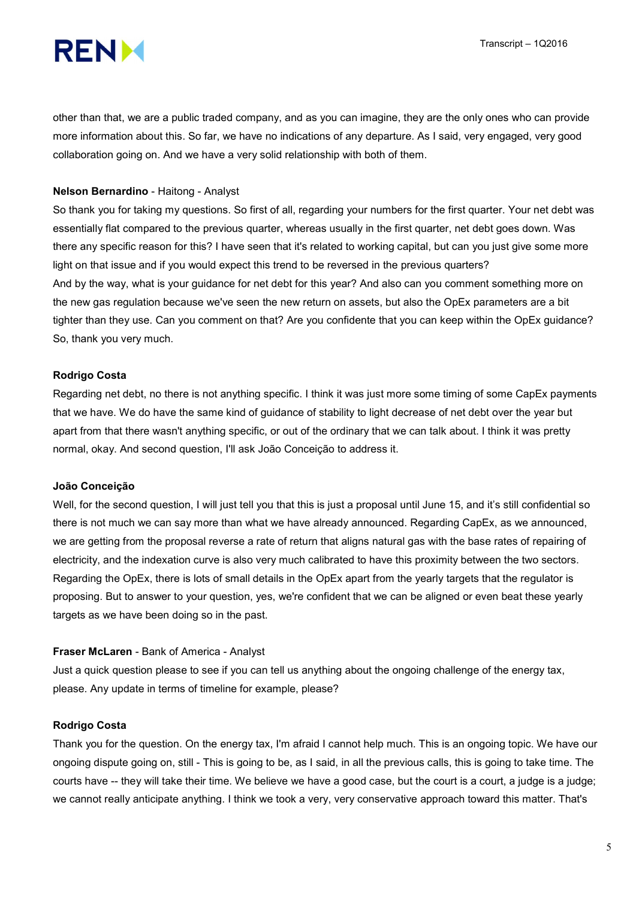other than that, we are a public traded company, and as you can imagine, they are the only ones who can provide more information about this. So far, we have no indications of any departure. As I said, very engaged, very good collaboration going on. And we have a very solid relationship with both of them.

**Nelson Bernardino** - Haitong - Analyst

So thank you for taking my questions. So first of all, regarding your numbers for the first quarter. Your net debt was essentially flat compared to the previous quarter, whereas usually in the first quarter, net debt goes down. Was there any specific reason for this? I have seen that it's related to working capital, but can you just give some more light on that issue and if you would expect this trend to be reversed in the previous quarters?

And by the way, what is your guidance for net debt for this year? And also can you comment something more on the new gas regulation because we've seen the new return on assets, but also the OpEx parameters are a bit tighter than they use. Can you comment on that? Are you confidente that you can keep within the OpEx guidance? So, thank you very much.

**Rodrigo Costa**

Regarding net debt, no there is not anything specific. I think it was just more some timing of some CapEx payments that we have. We do have the same kind of guidance of stability to light decrease of net debt over the year but apart from that there wasn't anything specific, or out of the ordinary that we can talk about. I think it was pretty normal, okay. And second question, I'll ask João Conceição to address it.

**João Conceição**

Well, for the second question, I will just tell you that this is just a proposal until June 15, and it's still confidential so there is not much we can say more than what we have already announced. Regarding CapEx, as we announced, we are getting from the proposal reverse a rate of return that aligns natural gas with the base rates of repairing of electricity, and the indexation curve is also very much calibrated to have this proximity between the two sectors. Regarding the OpEx, there is lots of small details in the OpEx apart from the yearly targets that the regulator is proposing. But to answer to your question, yes, we're confident that we can be aligned or even beat these yearly targets as we have been doing so in the past.

**Fraser McLaren** - Bank of America - Analyst

Just a quick question please to see if you can tell us anything about the ongoing challenge of the energy tax, please. Any update in terms of timeline for example, please?

**Rodrigo Costa**

Thank you for the question. On the energy tax, I'm afraid I cannot help much. This is an ongoing topic. We have our ongoing dispute going on, still - This is going to be, as I said, in all the previous calls, this is going to take time. The courts have -- they will take their time. We believe we have a good case, but the court is a court, a judge is a judge; we cannot really anticipate anything. I think we took a very, very conservative approach toward this matter. That's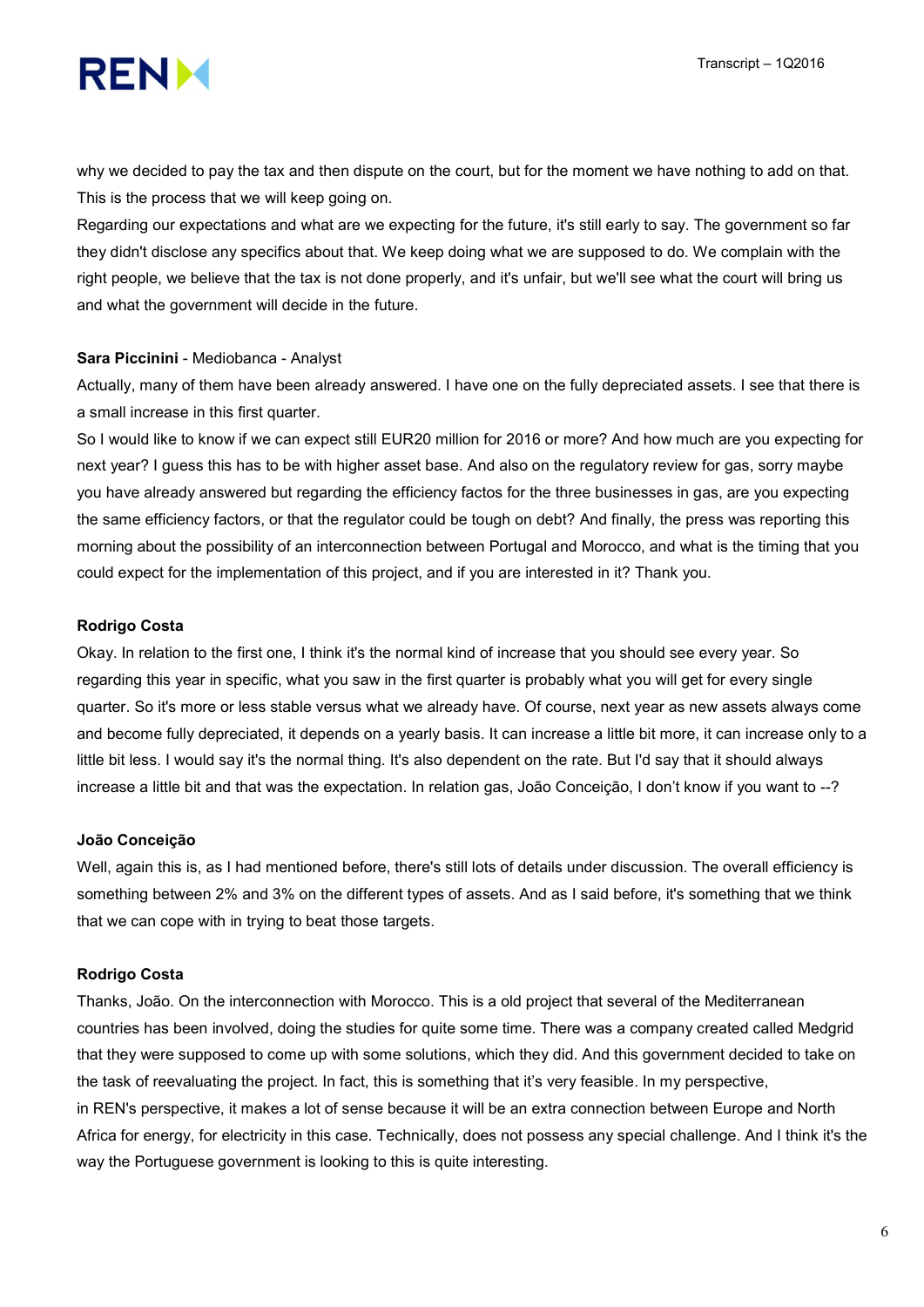why we decided to pay the tax and then dispute on the court, but for the moment we have nothing to add on that. This is the process that we will keep going on.

Regarding our expectations and what are we expecting for the future, it's still early to say. The government so far they didn't disclose any specifics about that. We keep doing what we are supposed to do. We complain with the right people, we believe that the tax is not done properly, and it's unfair, but we'll see what the court will bring us and what the government will decide in the future.

**Sara Piccinini** - Mediobanca - Analyst

Actually, many of them have been already answered. I have one on the fully depreciated assets. I see that there is a small increase in this first quarter.

So I would like to know if we can expect still EUR20 million for 2016 or more? And how much are you expecting for next year? I guess this has to be with higher asset base. And also on the regulatory review for gas, sorry maybe you have already answered but regarding the efficiency factos for the three businesses in gas, are you expecting the same efficiency factors, or that the regulator could be tough on debt? And finally, the press was reporting this morning about the possibility of an interconnection between Portugal and Morocco, and what is the timing that you could expect for the implementation of this project, and if you are interested in it? Thank you.

**Rodrigo Costa**

Okay. In relation to the first one, I think it's the normal kind of increase that you should see every year. So regarding this year in specific, what you saw in the first quarter is probably what you will get for every single quarter. So it's more or less stable versus what we already have. Of course, next year as new assets always come and become fully depreciated, it depends on a yearly basis. It can increase a little bit more, it can increase only to a little bit less. I would say it's the normal thing. It's also dependent on the rate. But I'd say that it should always increase a little bit and that was the expectation. In relation gas, João Conceição, I don't know if you want to --?

**João Conceição**

Well, again this is, as I had mentioned before, there's still lots of details under discussion. The overall efficiency is something between 2% and 3% on the different types of assets. And as I said before, it's something that we think that we can cope with in trying to beat those targets.

**Rodrigo Costa**

Thanks, João. On the interconnection with Morocco. This is a old project that several of the Mediterranean countries has been involved, doing the studies for quite some time. There was a company created called Medgrid that they were supposed to come up with some solutions, which they did. And this government decided to take on the task of reevaluating the project. In fact, this is something that it's very feasible. In my perspective, in REN's perspective, it makes a lot of sense because it will be an extra connection between Europe and North Africa for energy, for electricity in this case. Technically, does not possess any special challenge. And I think it's the way the Portuguese government is looking to this is quite interesting.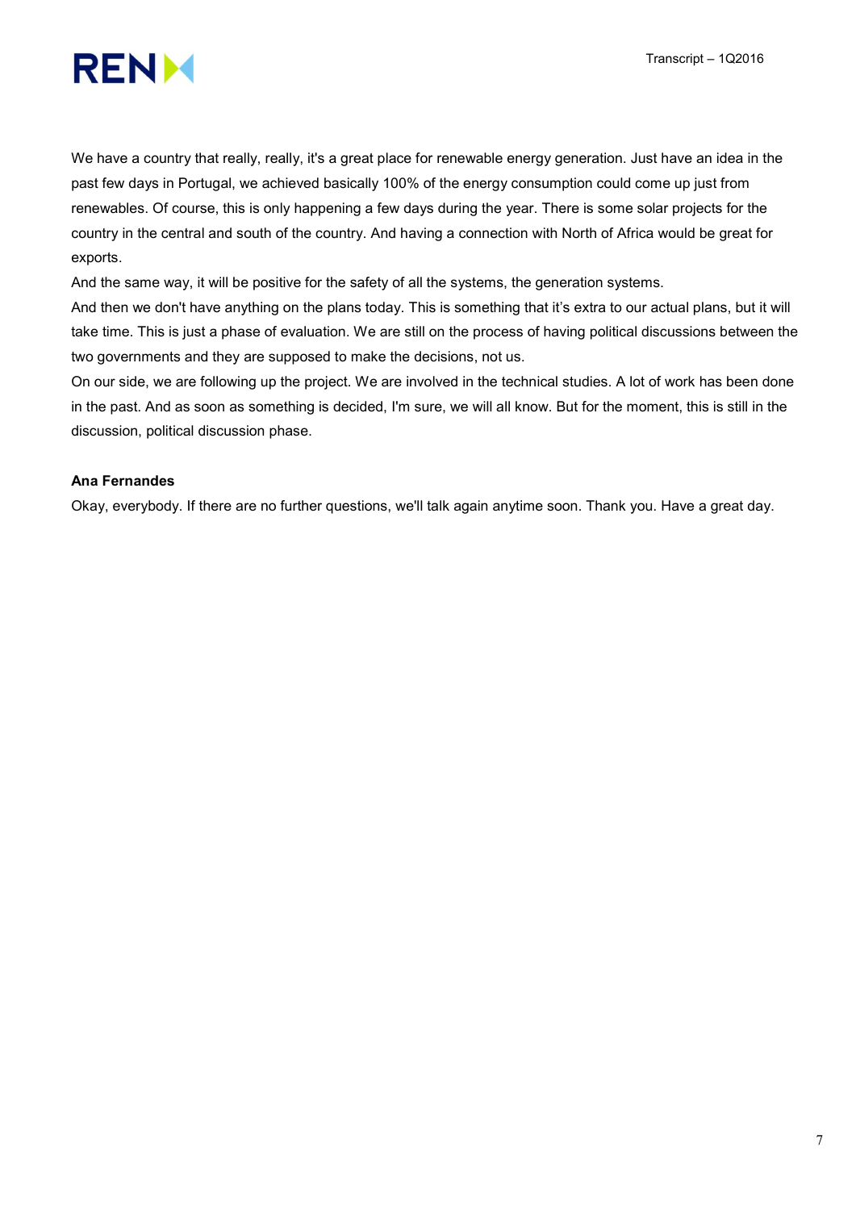We have a country that really, really, it's a great place for renewable energy generation. Just have an idea in the past few days in Portugal, we achieved basically 100% of the energy consumption could come up just from renewables. Of course, this is only happening a few days during the year. There is some solar projects for the country in the central and south of the country. And having a connection with North of Africa would be great for exports.

And the same way, it will be positive for the safety of all the systems, the generation systems.

And then we don't have anything on the plans today. This is something that it's extra to our actual plans, but it will take time. This is just a phase of evaluation. We are still on the process of having political discussions between the two governments and they are supposed to make the decisions, not us.

On our side, we are following up the project. We are involved in the technical studies. A lot of work has been done in the past. And as soon as something is decided, I'm sure, we will all know. But for the moment, this is still in the discussion, political discussion phase.

**Ana Fernandes**

Okay, everybody. If there are no further questions, we'll talk again anytime soon. Thank you. Have a great day.